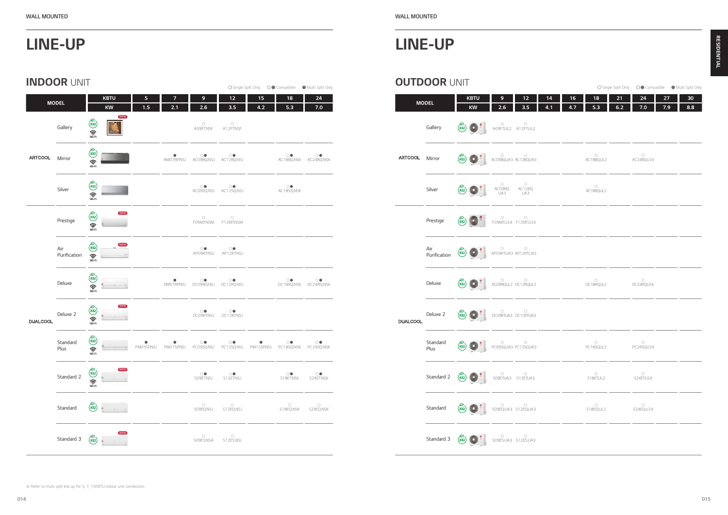# LINE-UP

## INDOOR UNIT

○ Single Split Only ○● Compatible ● Multi Split Only

| MODEL | | KBTU | 5 | 7 | 9 | 12 | 15 | 18 | 24 |
|---|---|---|---|---|---|---|---|---|---|
| | | KW | 1.5 | 2.1 | 2.6 | 3.5 | 4.2 | 5.3 | 7.0 |
| ARTCOOL | Gallery | NEW | | | ○ A09FTNSF | ○ A12FTNSF | | | |
| | Mirror | | | ● AM07BPNSJ | ○● AC09BQNSJ | ○● AC12BQNSJ | | ○● AC18BQNSK | ○● AC24BQNSK |
| | Silver | | | | ○● AC09SQNSJ | ○● AC12SQNSJ | | ○● AC18SQNSK | |
| DUALCOOL | Prestige | NEW | | | ○ F09MTNSM | ○ F12MTNSM | | | |
| | Air Purification | NEW | | | ○● AP09RTNSJ | ○● AP12RTNSJ | | | |
| | Deluxe | | | ● DM07RPNSJ | ○● DC09RQNSJ | ○● DC12RQNSJ | | ○● DC18RQNSK | ○● DC24RQNSK |
| | Deluxe 2 | NEW | | | ○● DC09RTNSJ | ○● DC12RTNSJ | | | |
| | Standard Plus | | ● PM05SPNSJ | ● PM07SPNSJ | ○● PC09SQNSJ | ○● PC12SQNSJ | ● PM15SPNSJ | ○● PC18SQNSK | ○● PC24SQNSK |
| | Standard 2 | NEW | | | ○● S09ETNSJ | ○● S12ETNSJ | | ○● S18ETNSK | ○● S24ETNSK |
| | Standard | | | | ○ S09EQNSJ | ○ S12EQNSJ | | ○ S18EQNSK | ○ S24EQNSK |
| | Standard 3 | NEW | | | ○ S09ESNSA | ○ S12ESNSA | | | |

※ Refer to multi split line up for 5, 7, 15KBTU indoor unit connection.

# LINE-UP

## OUTDOOR UNIT

○ Single Split Only ○● Compatible ● Multi Split Only

| MODEL | | KBTU | 9 | 12 | 14 | 16 | 18 | 21 | 24 | 27 | 30 |
|---|---|---|---|---|---|---|---|---|---|---|---|
| | | KW | 2.6 | 3.5 | 4.1 | 4.7 | 5.3 | 6.2 | 7.0 | 7.9 | 8.8 |
| ARTCOOL | Gallery | | ○ A09FTUL2 | ○ A12FTUL2 | | | | | | | |
| | Mirror | | ○ AC09BQUA3 | ○ AC12BQUA3 | | | ○ AC18BQUL2 | | ○ AC24BQU24 | | |
| | Silver | | ○ AC09BQ UA3 | ○ AC12BQ UA3 | | | ○ AC18BQUL2 | | | | |
| DUALCOOL | Prestige | | ○ F09MTU24 | ○ F12MTU24 | | | | | | | |
| | Air Purification | | ○ AP09RTUA3 | ○ AP12RTUA3 | | | | | | | |
| | Deluxe | | ○ DC09RQUL2 | ○ DC12RQUL2 | | | ○ DC18RQUL2 | | ○ DC24RQU24 | | |
| | Deluxe 2 | | ○ DC09RTUA3 | ○ DC12RTUA3 | | | | | | | |
| | Standard Plus | | ○ PC09SQUA3 | ○ PC12SQUA3 | | | ○ PC18SQUL2 | | ○ PC24SQU24 | | |
| | Standard 2 | | ○ S09ETUA3 | ○ S12ETUA3 | | | ○ S18ETUL2 | | ○ S24ETU24 | | |
| | Standard | | ○ S09EQUA3 | ○ S12EQUA3 | | | ○ S18EQUL2 | | ○ S24EQU24 | | |
| | Standard 3 | | ○ S09ESUA3 | ○ S12ESUA3 | | | | | | | |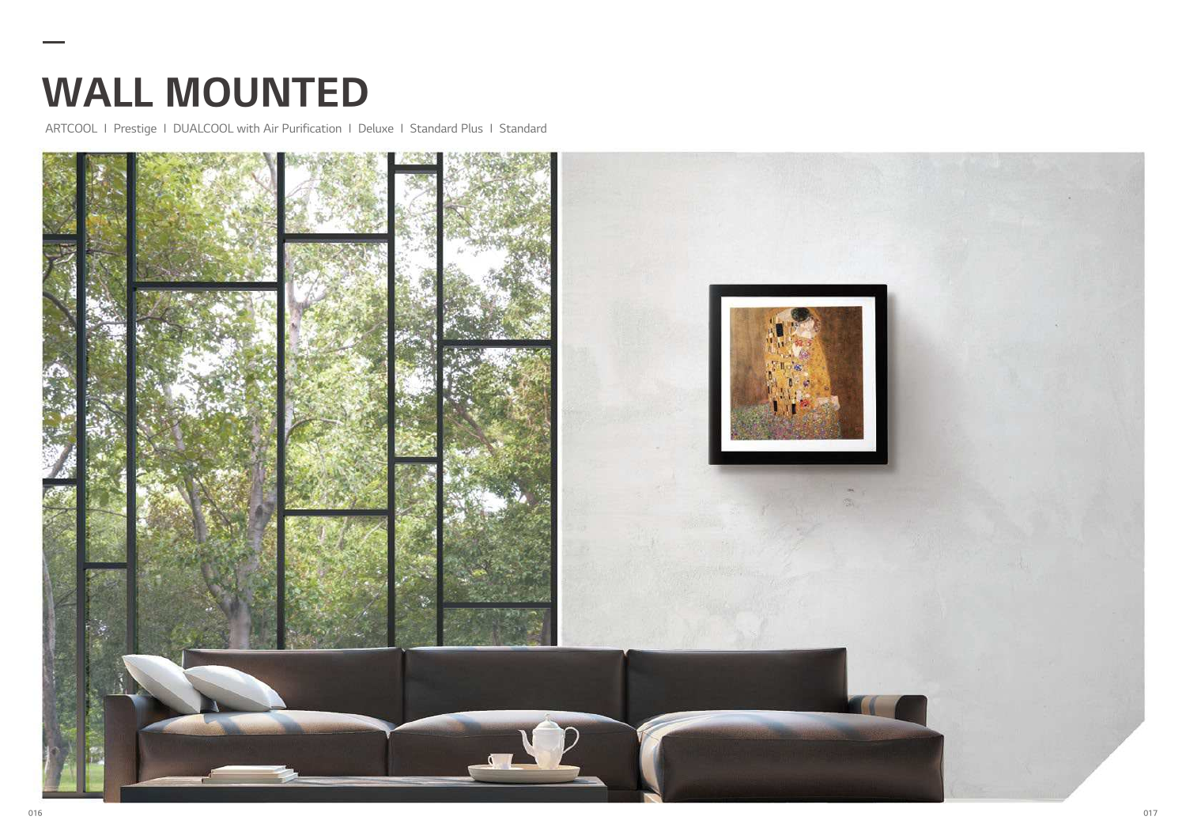# WALL MOUNTED

ARTCOOL I Prestige I DUALCOOL with Air Purification I Deluxe I Standard Plus I Standard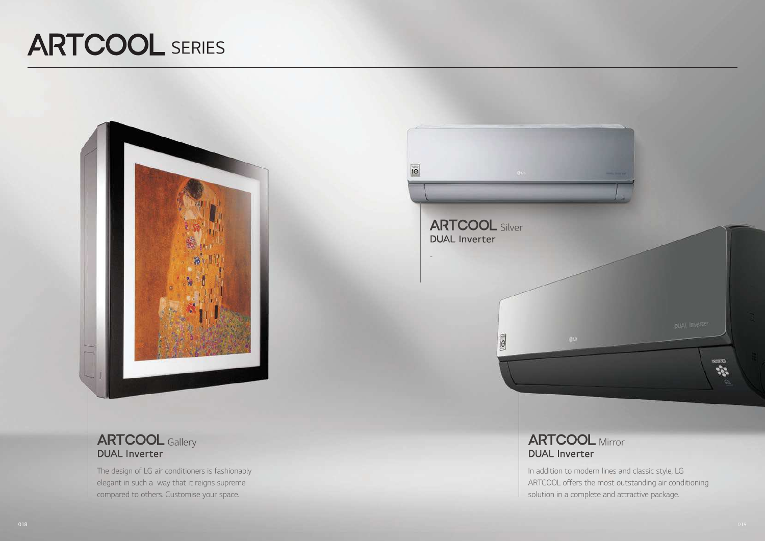# ARTCOOL SERIES

## ARTCOOL Silver
DUAL Inverter

## ARTCOOL Gallery
DUAL Inverter

The design of LG air conditioners is fashionably elegant in such a way that it reigns supreme compared to others. Customise your space.

## ARTCOOL Mirror
DUAL Inverter

In addition to modern lines and classic style, LG ARTCOOL offers the most outstanding air conditioning solution in a complete and attractive package.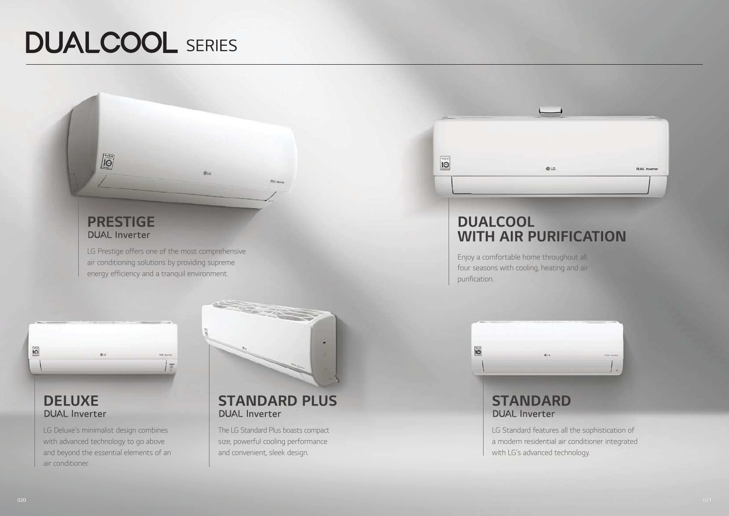# DUALCOOL SERIES

## PRESTIGE
DUAL Inverter

LG Prestige offers one of the most comprehensive air conditioning solutions by providing supreme energy efficiency and a tranquil environment.

## DUALCOOL WITH AIR PURIFICATION

Enjoy a comfortable home throughout all four seasons with cooling, heating and air purification.

## DELUXE
DUAL Inverter

LG Deluxe's minimalist design combines with advanced technology to go above and beyond the essential elements of an air conditioner.

## STANDARD PLUS
DUAL Inverter

The LG Standard Plus boasts compact size, powerful cooling performance and convenient, sleek design.

## STANDARD
DUAL Inverter

LG Standard features all the sophistication of a modern residential air conditioner integrated with LG's advanced technology.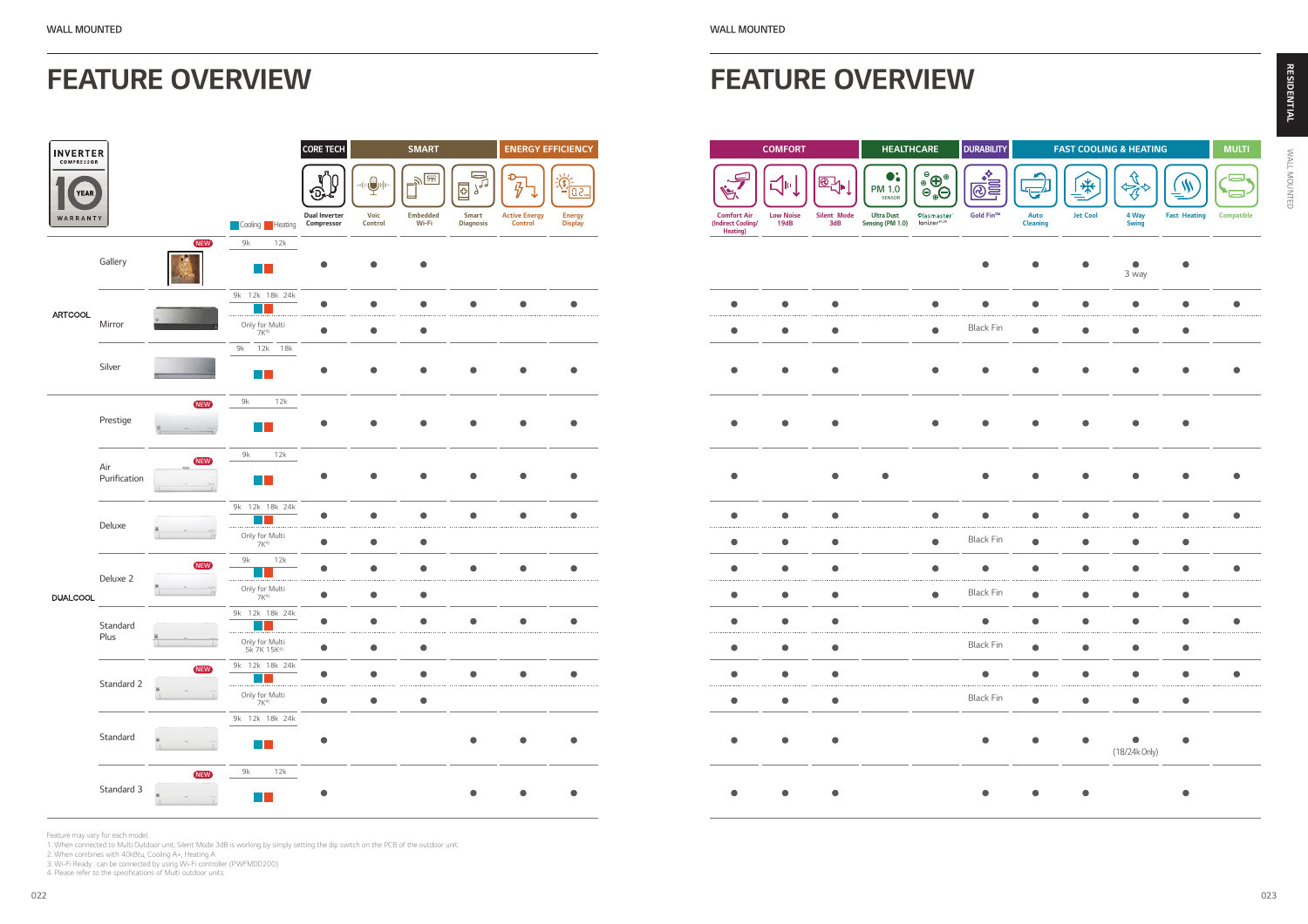# FEATURE OVERVIEW

WALL MOUNTED

INVERTER COMPRESSOR 10 YEAR WARRANTY

| Series | Model | Capacity (Cooling / Heating) | CORE TECH: Dual Inverter Compressor | SMART: Voic Control | SMART: Embedded Wi-Fi | SMART: Smart Diagnosis | ENERGY EFFICIENCY: Active Energy Control | ENERGY EFFICIENCY: Energy Display | COMFORT: Comfort Air (Indirect Cooling/ Heating) | COMFORT: Low Noise 19dB | COMFORT: Silent Mode 3dB | HEALTHCARE: Ultra Dust Sensing (PM 1.0) | HEALTHCARE: Plasmaster Ionizer Plus | DURABILITY: Gold Fin™ | FAST COOLING & HEATING: Auto Cleaning | FAST COOLING & HEATING: Jet Cool | FAST COOLING & HEATING: 4 Way Swing | FAST COOLING & HEATING: Fast Heating | MULTI: Compatible |
|---|---|---|---|---|---|---|---|---|---|---|---|---|---|---|---|---|---|---|---|
| | Gallery (NEW) | 9k 12k | ● | ● | ● | | | | | | | | | ● | ● | ● | ● 3 way | ● | |
| ARTCOOL | Mirror | 9k 12k 18k 24k | ● | ● | ● | ● | ● | ● | ● | ● | ● | | ● | ● | ● | ● | ● | ● | ● |
| | | Only for Multi 7K[4] | ● | ● | ● | | | | ● | ● | ● | | ● | Black Fin | ● | ● | ● | ● | |
| | Silver | 9k 12k 18k | ● | ● | ● | ● | ● | ● | ● | ● | ● | | ● | ● | ● | ● | ● | ● | ● |
| DUALCOOL | Prestige (NEW) | 9k 12k | ● | ● | ● | ● | ● | ● | ● | ● | ● | | ● | ● | ● | ● | ● | ● | |
| | Air Purification (NEW) | 9k 12k | ● | ● | ● | ● | ● | ● | ● | | ● | ● | | ● | ● | ● | ● | ● | ● |
| | Deluxe | 9k 12k 18k 24k | ● | ● | ● | ● | ● | ● | ● | ● | ● | | ● | ● | ● | ● | ● | ● | ● |
| | | Only for Multi 7K[4] | ● | ● | ● | | | | ● | ● | ● | | ● | Black Fin | ● | ● | ● | ● | |
| | Deluxe 2 (NEW) | 9k 12k | ● | ● | ● | ● | ● | ● | ● | ● | ● | | ● | ● | ● | ● | ● | ● | ● |
| | | Only for Multi 7K[4] | ● | ● | ● | | | | ● | ● | ● | | ● | Black Fin | ● | ● | ● | ● | |
| | Standard Plus | 9k 12k 18k 24k | ● | ● | ● | ● | ● | ● | ● | ● | ● | | | ● | ● | ● | ● | ● | ● |
| | | Only for Multi 5k 7K 15K[4] | ● | ● | ● | | | | ● | ● | ● | | | Black Fin | ● | ● | ● | ● | |
| | Standard 2 (NEW) | 9k 12k 18k 24k | ● | ● | ● | ● | ● | ● | ● | ● | ● | | | ● | ● | ● | ● | ● | ● |
| | | Only for Multi 7K[4] | ● | ● | ● | | | | ● | ● | ● | | | Black Fin | ● | ● | ● | ● | |
| | Standard | 9k 12k 18k 24k | ● | | | ● | ● | ● | ● | ● | ● | | | ● | ● | ● | ● (18/24k Only) | ● | |
| | Standard 3 (NEW) | 9k 12k | ● | | | ● | ● | ● | ● | ● | ● | | | ● | ● | ● | | ● | |

Feature may vary for each model.

1. When connected to Multi Outdoor unit, Silent Mode 3dB is working by simply setting the dip switch on the PCB of the outdoor unit.
2. When combines with 40kBtu, Cooling A+, Heating A
3. Wi-Fi Ready : can be connected by using Wi-Fi controller (PWFMDD200)
4. Please refer to the specifications of Multi outdoor units.